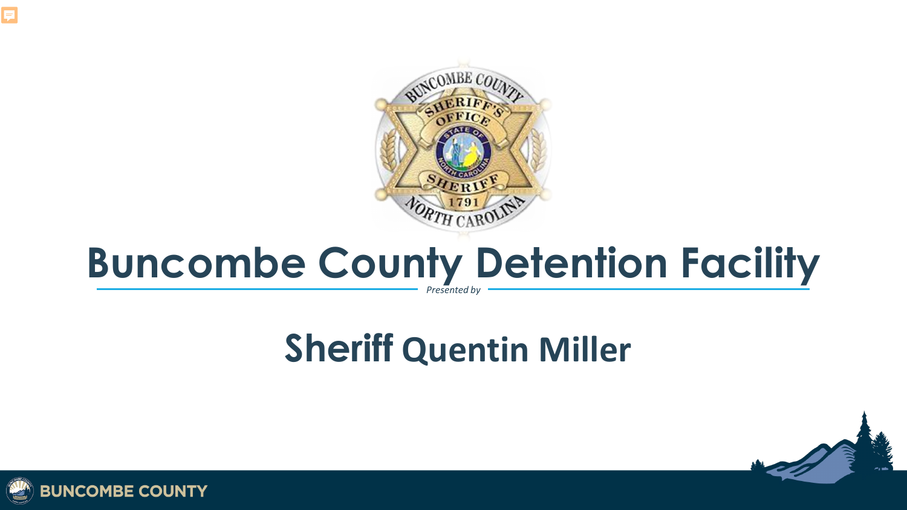# Buncombe County Detention Facility

*Presented by*

## Sheriff Quentin Miller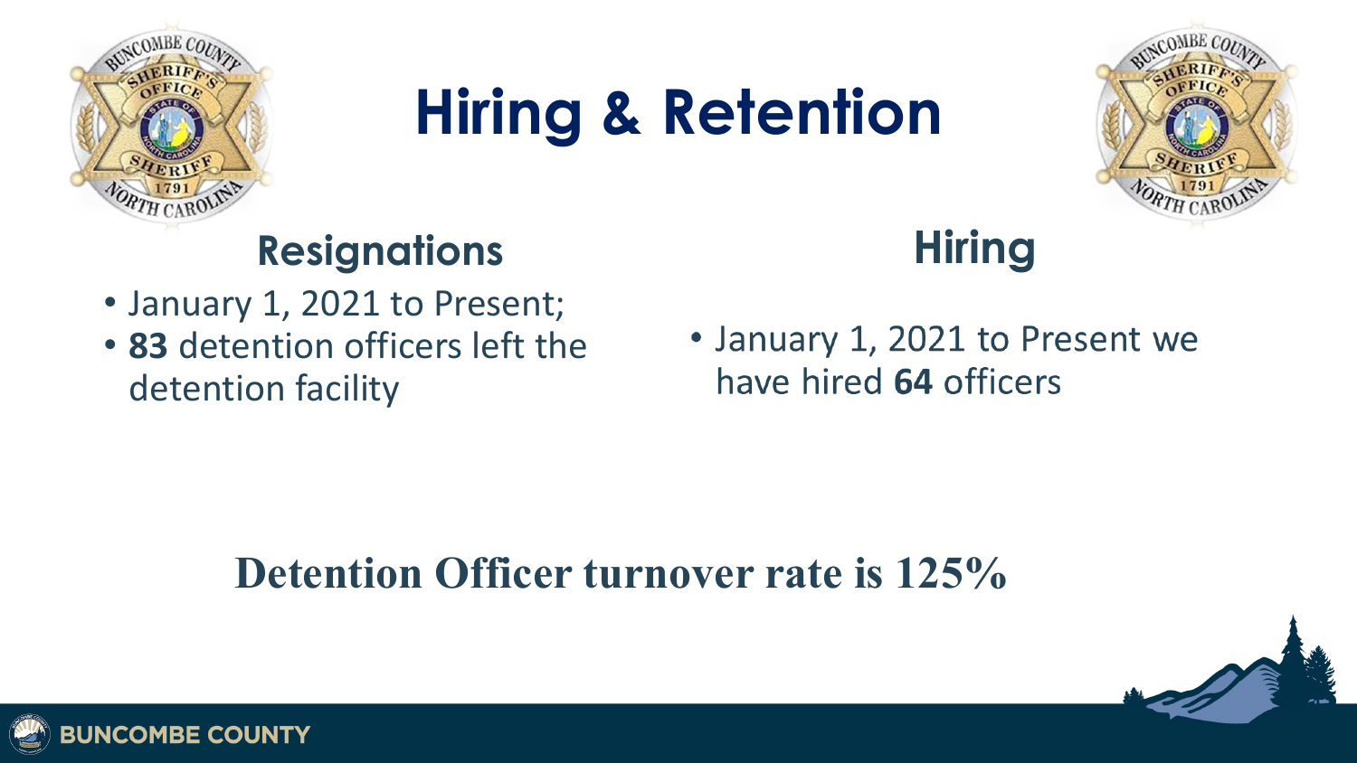# Hiring & Retention

## Resignations

- January 1, 2021 to Present;
- **83** detention officers left the detention facility

## Hiring

- January 1, 2021 to Present we have hired **64** officers

**Detention Officer turnover rate is 125%**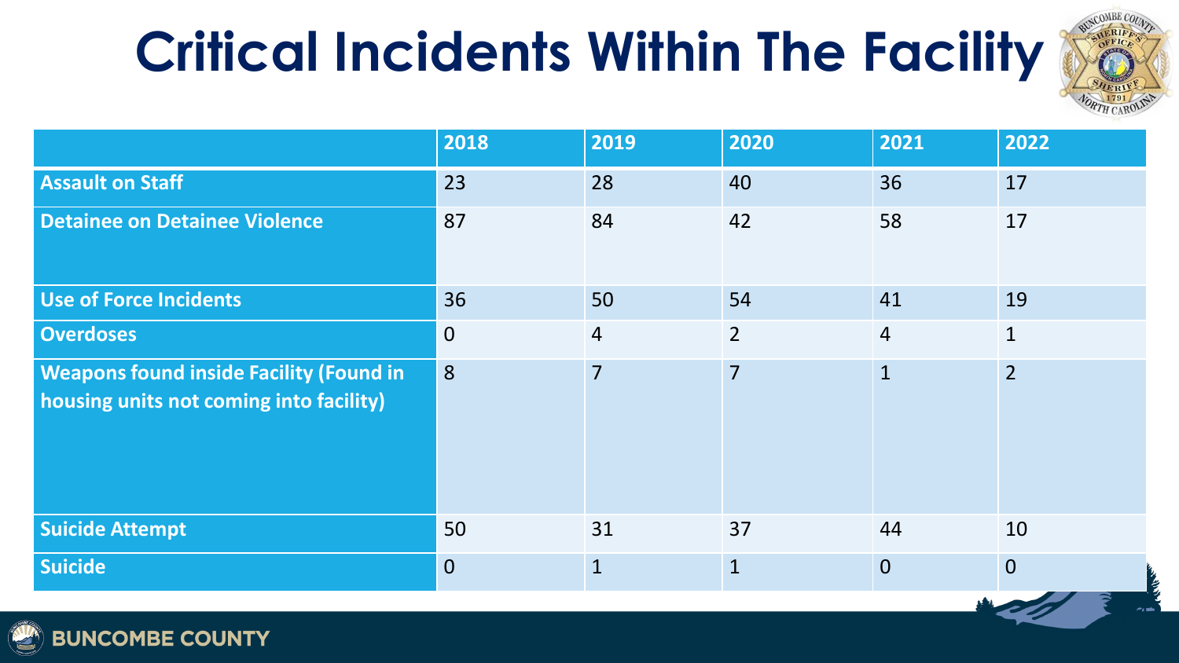# Critical Incidents Within The Facility

| | 2018 | 2019 | 2020 | 2021 | 2022 |
|---|---|---|---|---|---|
| **Assault on Staff** | 23 | 28 | 40 | 36 | 17 |
| **Detainee on Detainee Violence** | 87 | 84 | 42 | 58 | 17 |
| **Use of Force Incidents** | 36 | 50 | 54 | 41 | 19 |
| **Overdoses** | 0 | 4 | 2 | 4 | 1 |
| **Weapons found inside Facility (Found in housing units not coming into facility)** | 8 | 7 | 7 | 1 | 2 |
| **Suicide Attempt** | 50 | 31 | 37 | 44 | 10 |
| **Suicide** | 0 | 1 | 1 | 0 | 0 |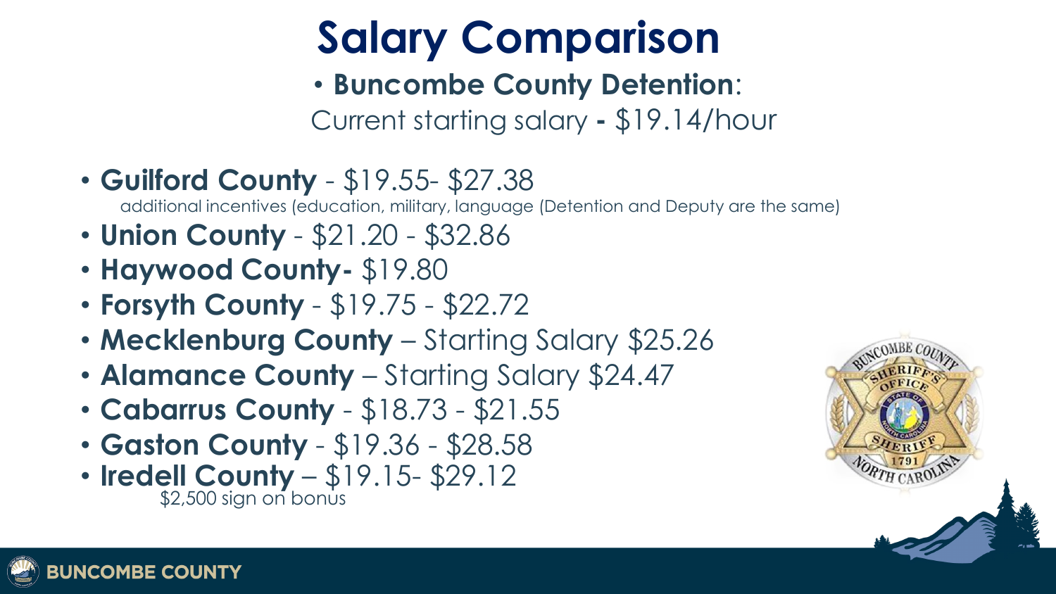# Salary Comparison

- **Buncombe County Detention**:
  Current starting salary **-** $19.14/hour

- **Guilford County** - $19.55- $27.38
  additional incentives (education, military, language (Detention and Deputy are the same)
- **Union County** - $21.20 - $32.86
- **Haywood County-** $19.80
- **Forsyth County** - $19.75 - $22.72
- **Mecklenburg County** – Starting Salary $25.26
- **Alamance County** – Starting Salary $24.47
- **Cabarrus County** - $18.73 - $21.55
- **Gaston County** - $19.36 - $28.58
- **Iredell County** – $19.15- $29.12
  $2,500 sign on bonus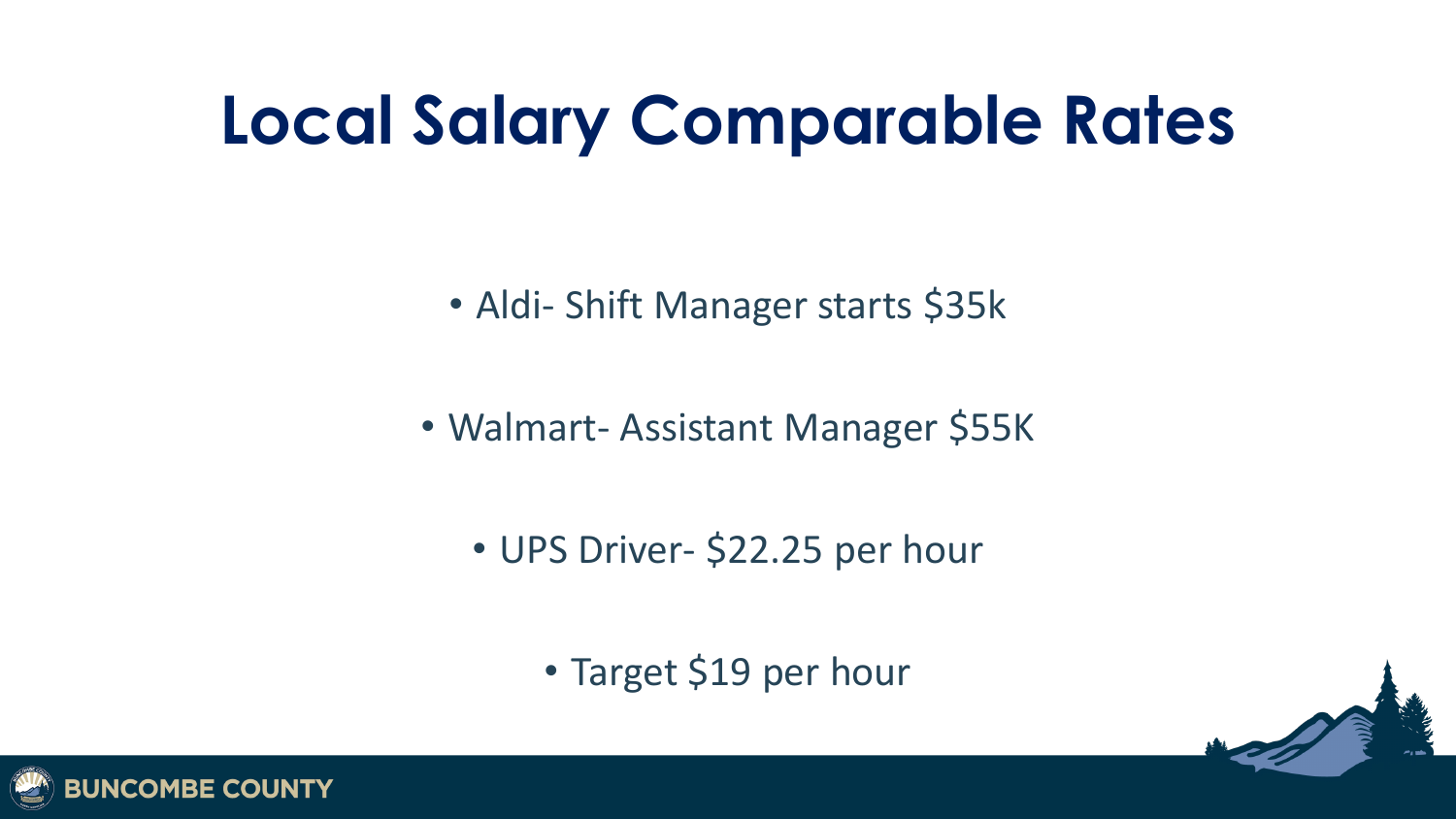# Local Salary Comparable Rates

- Aldi- Shift Manager starts $35k
- Walmart- Assistant Manager $55K
- UPS Driver- $22.25 per hour
- Target $19 per hour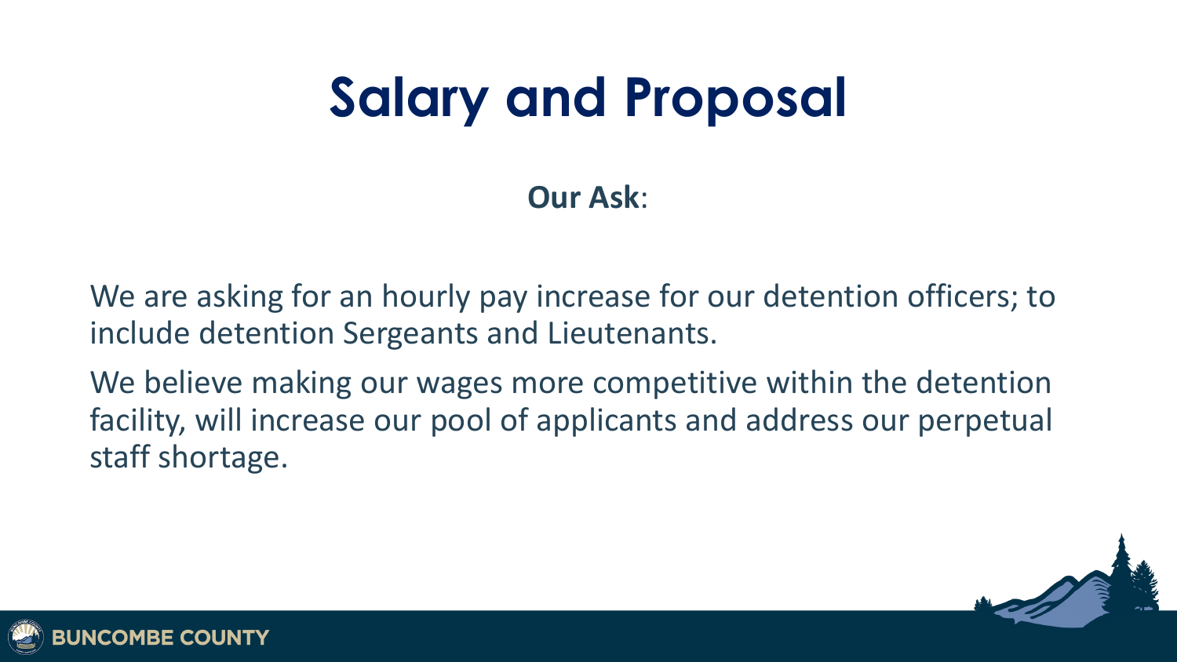# Salary and Proposal

**Our Ask**:

We are asking for an hourly pay increase for our detention officers; to include detention Sergeants and Lieutenants.

We believe making our wages more competitive within the detention facility, will increase our pool of applicants and address our perpetual staff shortage.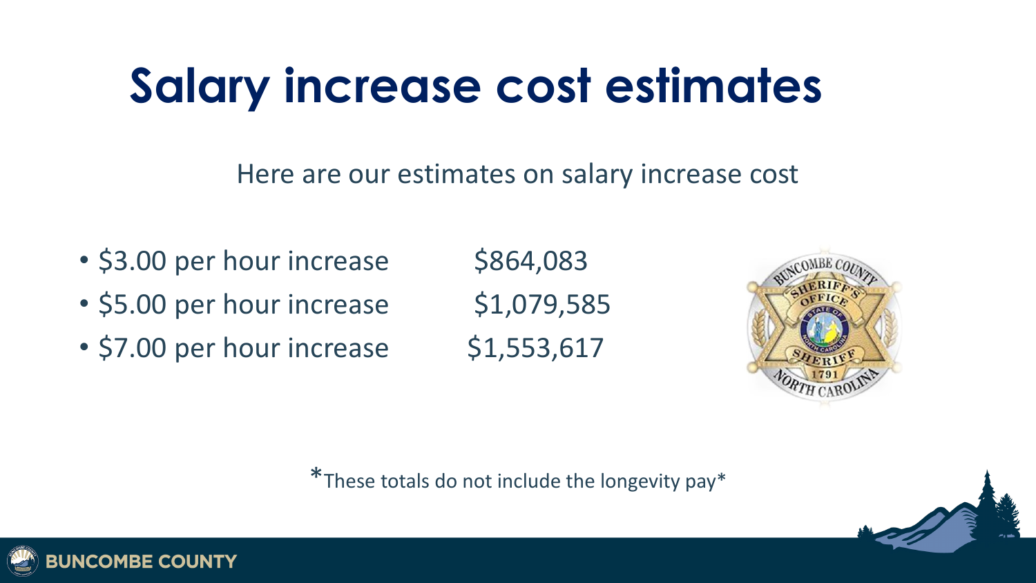# Salary increase cost estimates

Here are our estimates on salary increase cost

- $3.00 per hour increase $864,083
- $5.00 per hour increase $1,079,585
- $7.00 per hour increase $1,553,617

*These totals do not include the longevity pay*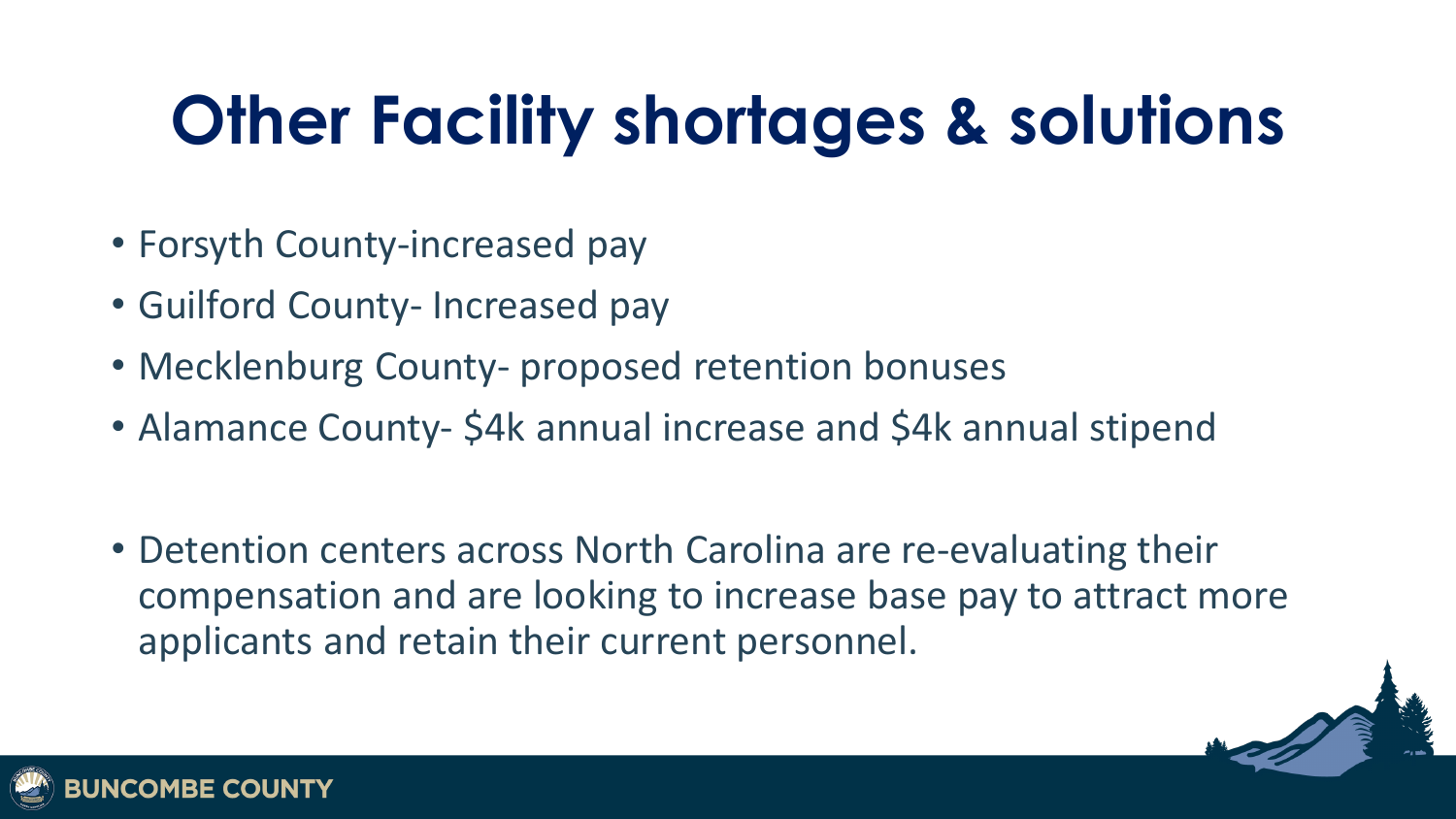# Other Facility shortages & solutions

- Forsyth County-increased pay
- Guilford County- Increased pay
- Mecklenburg County- proposed retention bonuses
- Alamance County- $4k annual increase and $4k annual stipend

- Detention centers across North Carolina are re-evaluating their compensation and are looking to increase base pay to attract more applicants and retain their current personnel.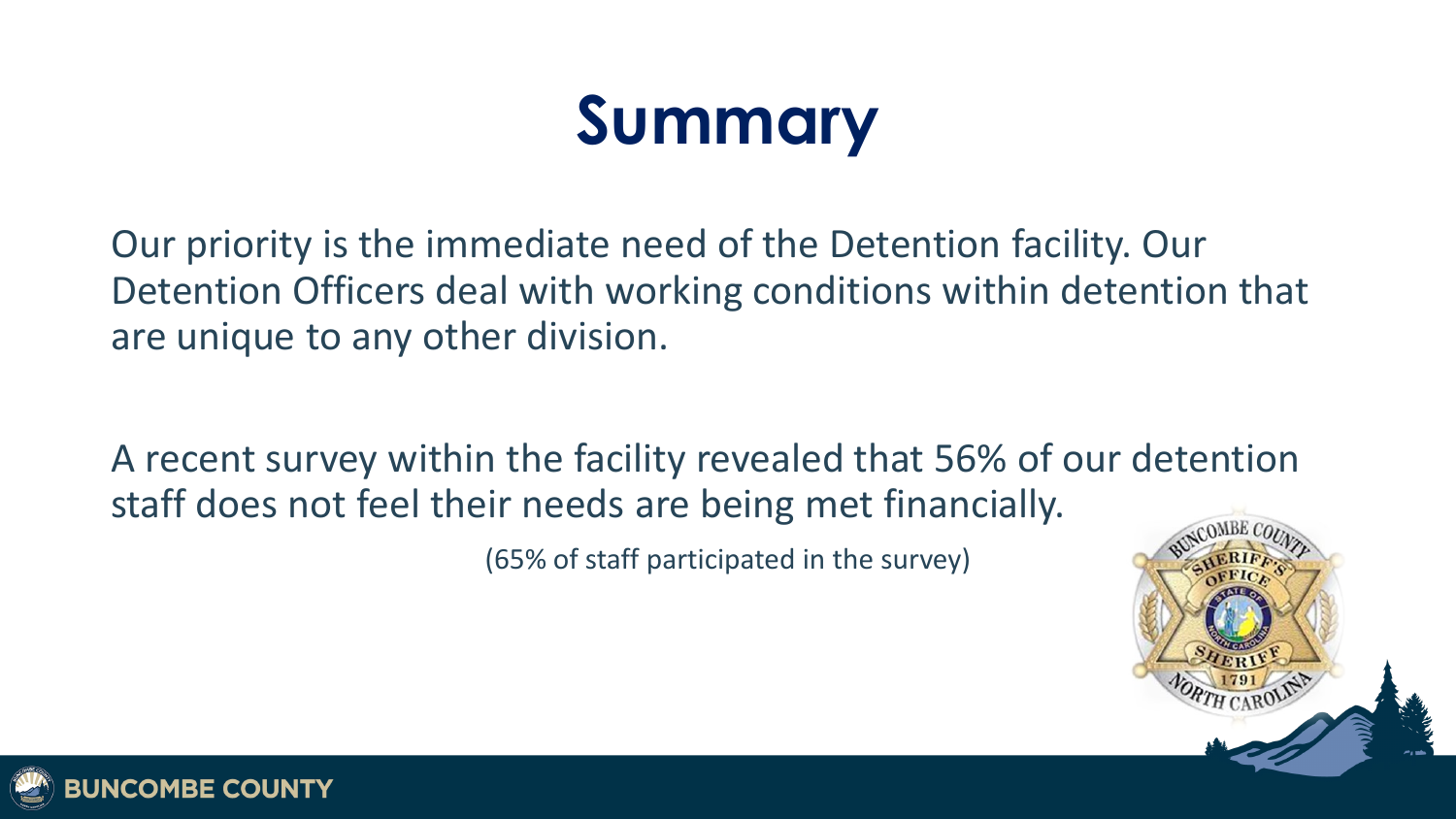# Summary

Our priority is the immediate need of the Detention facility. Our Detention Officers deal with working conditions within detention that are unique to any other division.

A recent survey within the facility revealed that 56% of our detention staff does not feel their needs are being met financially.

(65% of staff participated in the survey)